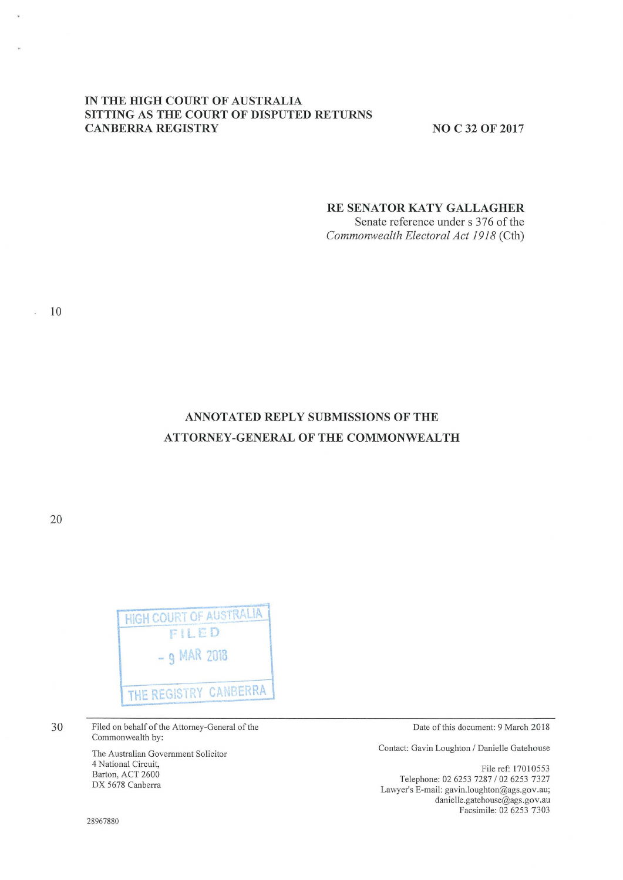IN THE HIGH COURT OF AUSTRALIA
SITTING AS THE COURT OF DISPUTED RETURNS
CANBERRA REGISTRY

NO C 32 OF 2017

**RE SENATOR KATY GALLAGHER**
Senate reference under s 376 of the *Commonwealth Electoral Act 1918* (Cth)

# ANNOTATED REPLY SUBMISSIONS OF THE ATTORNEY-GENERAL OF THE COMMONWEALTH

HIGH COURT OF AUSTRALIA
FILED
- 9 MAR 2018
THE REGISTRY CANBERRA

Filed on behalf of the Attorney-General of the Commonwealth by:

The Australian Government Solicitor
4 National Circuit,
Barton, ACT 2600
DX 5678 Canberra

Date of this document: 9 March 2018

Contact: Gavin Loughton / Danielle Gatehouse

File ref: 17010553
Telephone: 02 6253 7287 / 02 6253 7327
Lawyer's E-mail: gavin.loughton@ags.gov.au; danielle.gatehouse@ags.gov.au
Facsimile: 02 6253 7303

28967880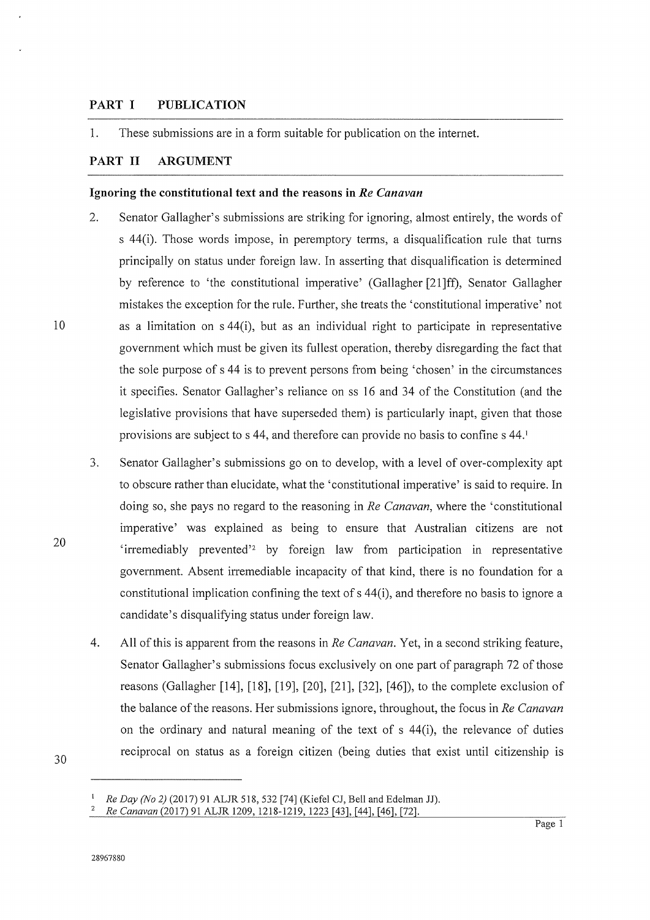## PART I PUBLICATION

1. These submissions are in a form suitable for publication on the internet.

## PART II ARGUMENT

### Ignoring the constitutional text and the reasons in *Re Canavan*

2. Senator Gallagher's submissions are striking for ignoring, almost entirely, the words of s 44(i). Those words impose, in peremptory terms, a disqualification rule that turns principally on status under foreign law. In asserting that disqualification is determined by reference to 'the constitutional imperative' (Gallagher [21]ff), Senator Gallagher mistakes the exception for the rule. Further, she treats the 'constitutional imperative' not as a limitation on s 44(i), but as an individual right to participate in representative government which must be given its fullest operation, thereby disregarding the fact that the sole purpose of s 44 is to prevent persons from being 'chosen' in the circumstances it specifies. Senator Gallagher's reliance on ss 16 and 34 of the Constitution (and the legislative provisions that have superseded them) is particularly inapt, given that those provisions are subject to s 44, and therefore can provide no basis to confine s 44.[1]

3. Senator Gallagher's submissions go on to develop, with a level of over-complexity apt to obscure rather than elucidate, what the 'constitutional imperative' is said to require. In doing so, she pays no regard to the reasoning in *Re Canavan*, where the 'constitutional imperative' was explained as being to ensure that Australian citizens are not 'irremediably prevented'[2] by foreign law from participation in representative government. Absent irremediable incapacity of that kind, there is no foundation for a constitutional implication confining the text of s 44(i), and therefore no basis to ignore a candidate's disqualifying status under foreign law.

4. All of this is apparent from the reasons in *Re Canavan*. Yet, in a second striking feature, Senator Gallagher's submissions focus exclusively on one part of paragraph 72 of those reasons (Gallagher [14], [18], [19], [20], [21], [32], [46]), to the complete exclusion of the balance of the reasons. Her submissions ignore, throughout, the focus in *Re Canavan* on the ordinary and natural meaning of the text of s 44(i), the relevance of duties reciprocal on status as a foreign citizen (being duties that exist until citizenship is

---

[1] *Re Day (No 2)* (2017) 91 ALJR 518, 532 [74] (Kiefel CJ, Bell and Edelman JJ).

[2] *Re Canavan* (2017) 91 ALJR 1209, 1218-1219, 1223 [43], [44], [46], [72].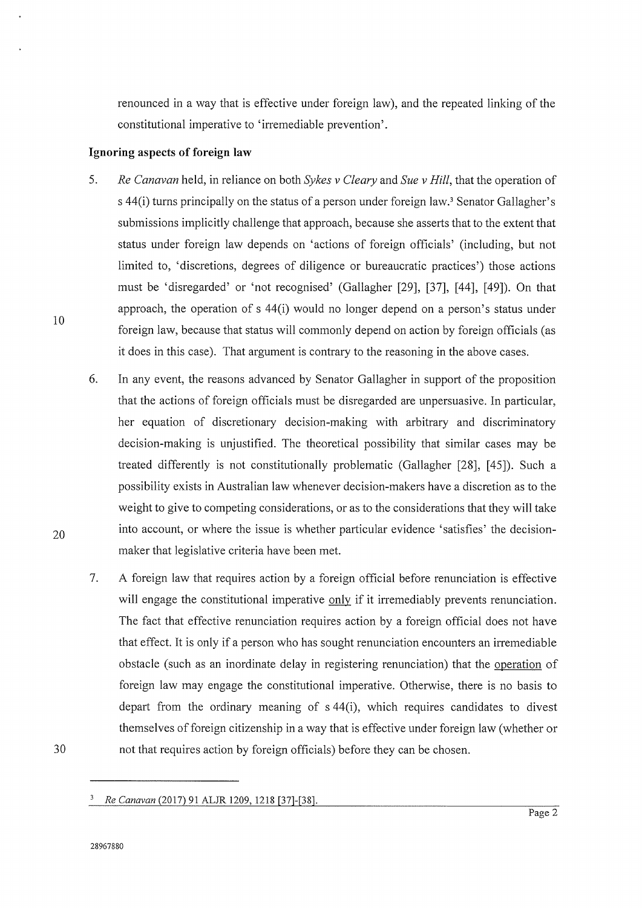renounced in a way that is effective under foreign law), and the repeated linking of the constitutional imperative to 'irremediable prevention'.

**Ignoring aspects of foreign law**

5. *Re Canavan* held, in reliance on both *Sykes v Cleary* and *Sue v Hill*, that the operation of s 44(i) turns principally on the status of a person under foreign law.[3] Senator Gallagher's submissions implicitly challenge that approach, because she asserts that to the extent that status under foreign law depends on 'actions of foreign officials' (including, but not limited to, 'discretions, degrees of diligence or bureaucratic practices') those actions must be 'disregarded' or 'not recognised' (Gallagher [29], [37], [44], [49]). On that approach, the operation of s 44(i) would no longer depend on a person's status under foreign law, because that status will commonly depend on action by foreign officials (as it does in this case). That argument is contrary to the reasoning in the above cases.

6. In any event, the reasons advanced by Senator Gallagher in support of the proposition that the actions of foreign officials must be disregarded are unpersuasive. In particular, her equation of discretionary decision-making with arbitrary and discriminatory decision-making is unjustified. The theoretical possibility that similar cases may be treated differently is not constitutionally problematic (Gallagher [28], [45]). Such a possibility exists in Australian law whenever decision-makers have a discretion as to the weight to give to competing considerations, or as to the considerations that they will take into account, or where the issue is whether particular evidence 'satisfies' the decision-maker that legislative criteria have been met.

7. A foreign law that requires action by a foreign official before renunciation is effective will engage the constitutional imperative <u>only</u> if it irremediably prevents renunciation. The fact that effective renunciation requires action by a foreign official does not have that effect. It is only if a person who has sought renunciation encounters an irremediable obstacle (such as an inordinate delay in registering renunciation) that the <u>operation</u> of foreign law may engage the constitutional imperative. Otherwise, there is no basis to depart from the ordinary meaning of s 44(i), which requires candidates to divest themselves of foreign citizenship in a way that is effective under foreign law (whether or not that requires action by foreign officials) before they can be chosen.

---

[3] *Re Canavan* (2017) 91 ALJR 1209, 1218 [37]-[38].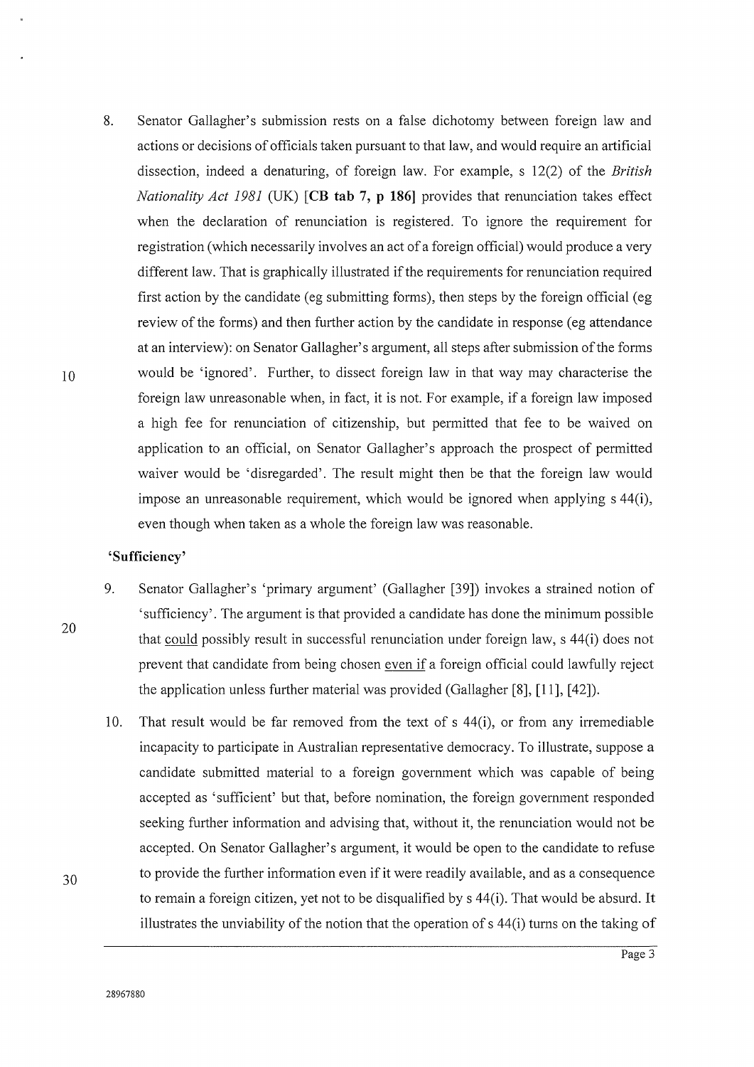8. Senator Gallagher's submission rests on a false dichotomy between foreign law and actions or decisions of officials taken pursuant to that law, and would require an artificial dissection, indeed a denaturing, of foreign law. For example, s 12(2) of the *British Nationality Act 1981* (UK) **[CB tab 7, p 186]** provides that renunciation takes effect when the declaration of renunciation is registered. To ignore the requirement for registration (which necessarily involves an act of a foreign official) would produce a very different law. That is graphically illustrated if the requirements for renunciation required first action by the candidate (eg submitting forms), then steps by the foreign official (eg review of the forms) and then further action by the candidate in response (eg attendance at an interview): on Senator Gallagher's argument, all steps after submission of the forms would be 'ignored'. Further, to dissect foreign law in that way may characterise the foreign law unreasonable when, in fact, it is not. For example, if a foreign law imposed a high fee for renunciation of citizenship, but permitted that fee to be waived on application to an official, on Senator Gallagher's approach the prospect of permitted waiver would be 'disregarded'. The result might then be that the foreign law would impose an unreasonable requirement, which would be ignored when applying s 44(i), even though when taken as a whole the foreign law was reasonable.

**'Sufficiency'**

9. Senator Gallagher's 'primary argument' (Gallagher [39]) invokes a strained notion of 'sufficiency'. The argument is that provided a candidate has done the minimum possible that <u>could</u> possibly result in successful renunciation under foreign law, s 44(i) does not prevent that candidate from being chosen <u>even if</u> a foreign official could lawfully reject the application unless further material was provided (Gallagher [8], [11], [42]).

10. That result would be far removed from the text of s 44(i), or from any irremediable incapacity to participate in Australian representative democracy. To illustrate, suppose a candidate submitted material to a foreign government which was capable of being accepted as 'sufficient' but that, before nomination, the foreign government responded seeking further information and advising that, without it, the renunciation would not be accepted. On Senator Gallagher's argument, it would be open to the candidate to refuse to provide the further information even if it were readily available, and as a consequence to remain a foreign citizen, yet not to be disqualified by s 44(i). That would be absurd. It illustrates the unviability of the notion that the operation of s 44(i) turns on the taking of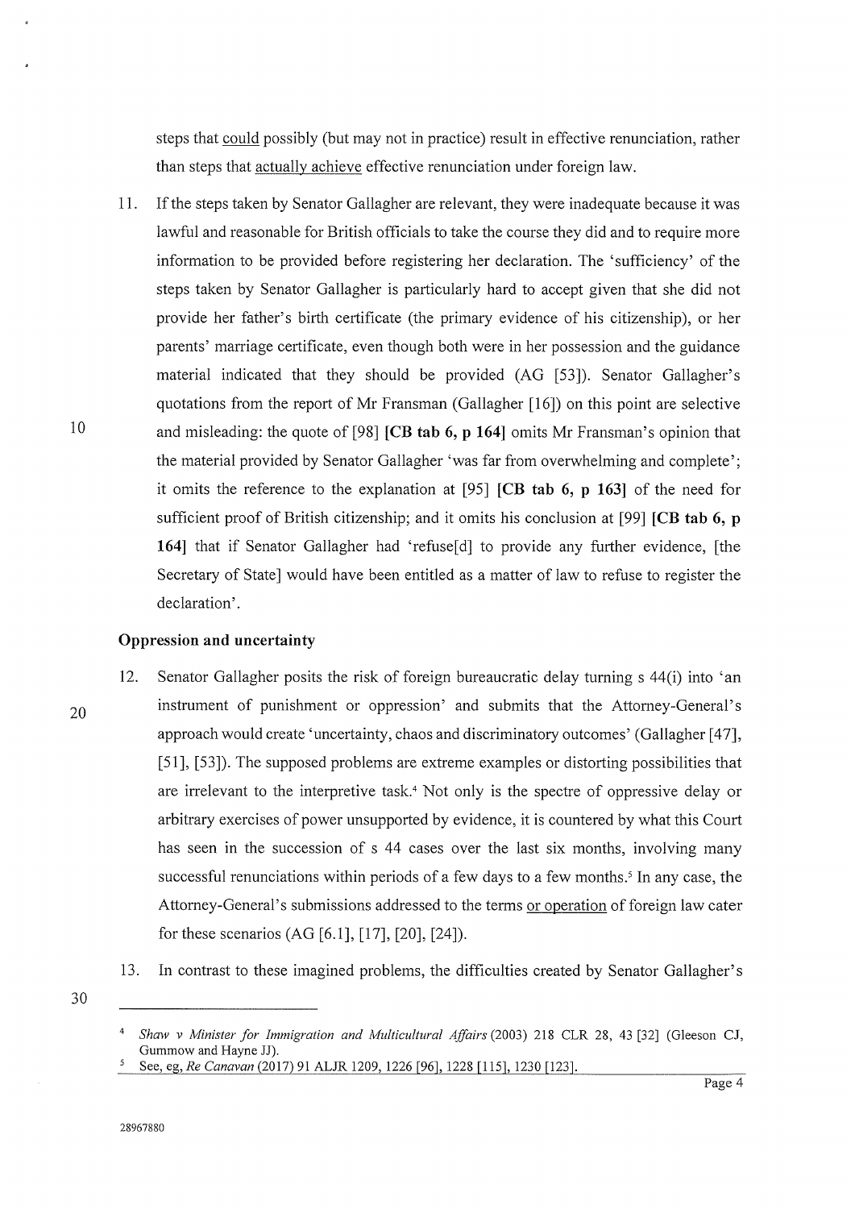steps that <u>could</u> possibly (but may not in practice) result in effective renunciation, rather than steps that <u>actually achieve</u> effective renunciation under foreign law.

11. If the steps taken by Senator Gallagher are relevant, they were inadequate because it was lawful and reasonable for British officials to take the course they did and to require more information to be provided before registering her declaration. The 'sufficiency' of the steps taken by Senator Gallagher is particularly hard to accept given that she did not provide her father's birth certificate (the primary evidence of his citizenship), or her parents' marriage certificate, even though both were in her possession and the guidance material indicated that they should be provided (AG [53]). Senator Gallagher's quotations from the report of Mr Fransman (Gallagher [16]) on this point are selective and misleading: the quote of [98] **[CB tab 6, p 164]** omits Mr Fransman's opinion that the material provided by Senator Gallagher 'was far from overwhelming and complete'; it omits the reference to the explanation at [95] **[CB tab 6, p 163]** of the need for sufficient proof of British citizenship; and it omits his conclusion at [99] **[CB tab 6, p 164]** that if Senator Gallagher had 'refuse[d] to provide any further evidence, [the Secretary of State] would have been entitled as a matter of law to refuse to register the declaration'.

### Oppression and uncertainty

12. Senator Gallagher posits the risk of foreign bureaucratic delay turning s 44(i) into 'an instrument of punishment or oppression' and submits that the Attorney-General's approach would create 'uncertainty, chaos and discriminatory outcomes' (Gallagher [47], [51], [53]). The supposed problems are extreme examples or distorting possibilities that are irrelevant to the interpretive task.[4] Not only is the spectre of oppressive delay or arbitrary exercises of power unsupported by evidence, it is countered by what this Court has seen in the succession of s 44 cases over the last six months, involving many successful renunciations within periods of a few days to a few months.[5] In any case, the Attorney-General's submissions addressed to the terms <u>or operation</u> of foreign law cater for these scenarios (AG [6.1], [17], [20], [24]).

13. In contrast to these imagined problems, the difficulties created by Senator Gallagher's

---

[4] *Shaw v Minister for Immigration and Multicultural Affairs* (2003) 218 CLR 28, 43 [32] (Gleeson CJ, Gummow and Hayne JJ).

[5] See, eg, *Re Canavan* (2017) 91 ALJR 1209, 1226 [96], 1228 [115], 1230 [123].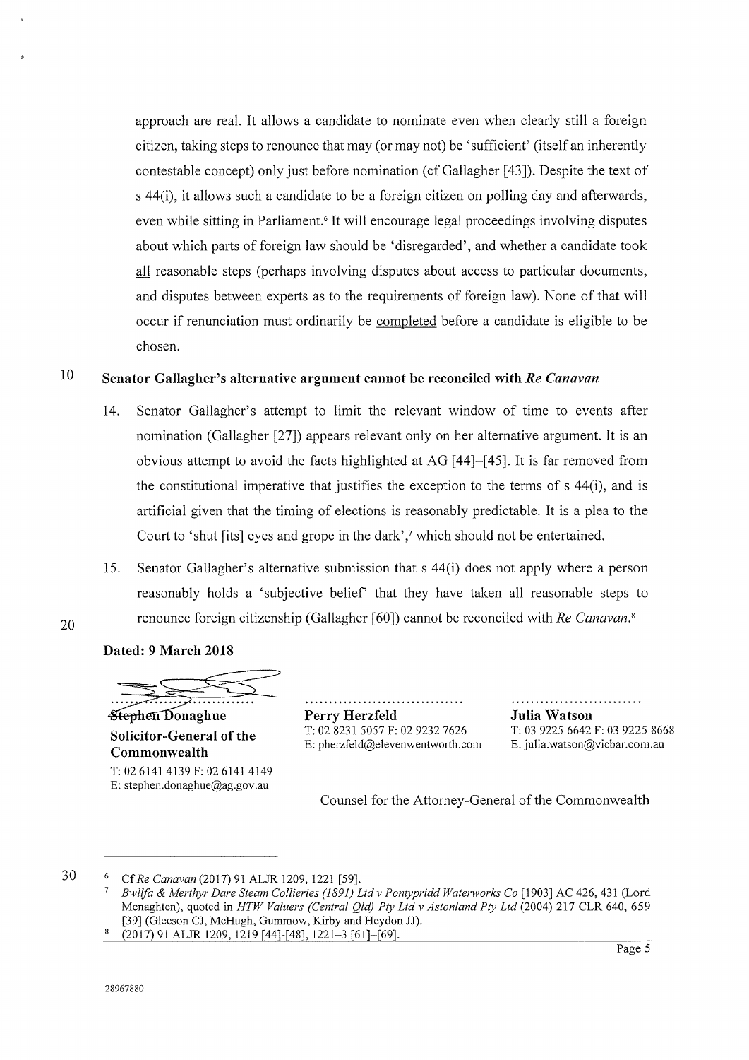approach are real. It allows a candidate to nominate even when clearly still a foreign citizen, taking steps to renounce that may (or may not) be 'sufficient' (itself an inherently contestable concept) only just before nomination (cf Gallagher [43]). Despite the text of s 44(i), it allows such a candidate to be a foreign citizen on polling day and afterwards, even while sitting in Parliament.[6] It will encourage legal proceedings involving disputes about which parts of foreign law should be 'disregarded', and whether a candidate took all reasonable steps (perhaps involving disputes about access to particular documents, and disputes between experts as to the requirements of foreign law). None of that will occur if renunciation must ordinarily be completed before a candidate is eligible to be chosen.

**Senator Gallagher's alternative argument cannot be reconciled with *Re Canavan***

14. Senator Gallagher's attempt to limit the relevant window of time to events after nomination (Gallagher [27]) appears relevant only on her alternative argument. It is an obvious attempt to avoid the facts highlighted at AG [44]–[45]. It is far removed from the constitutional imperative that justifies the exception to the terms of s 44(i), and is artificial given that the timing of elections is reasonably predictable. It is a plea to the Court to 'shut [its] eyes and grope in the dark',[7] which should not be entertained.

15. Senator Gallagher's alternative submission that s 44(i) does not apply where a person reasonably holds a 'subjective belief' that they have taken all reasonable steps to renounce foreign citizenship (Gallagher [60]) cannot be reconciled with *Re Canavan*.[8]

**Dated: 9 March 2018**

| | | |
|---|---|---|
| **Stephen Donaghue** | **Perry Herzfeld** | **Julia Watson** |
| **Solicitor-General of the Commonwealth** | T: 02 8231 5057 F: 02 9232 7626 | T: 03 9225 6642 F: 03 9225 8668 |
| T: 02 6141 4139 F: 02 6141 4149 | E: pherzfeld@elevenwentworth.com | E: julia.watson@vicbar.com.au |
| E: stephen.donaghue@ag.gov.au | | |

Counsel for the Attorney-General of the Commonwealth

---

[6] Cf *Re Canavan* (2017) 91 ALJR 1209, 1221 [59].

[7] *Bwllfa & Merthyr Dare Steam Collieries (1891) Ltd v Pontypridd Waterworks Co* [1903] AC 426, 431 (Lord Mcnaghten), quoted in *HTW Valuers (Central Qld) Pty Ltd v Astonland Pty Ltd* (2004) 217 CLR 640, 659 [39] (Gleeson CJ, McHugh, Gummow, Kirby and Heydon JJ).

[8] (2017) 91 ALJR 1209, 1219 [44]-[48], 1221–3 [61]–[69].